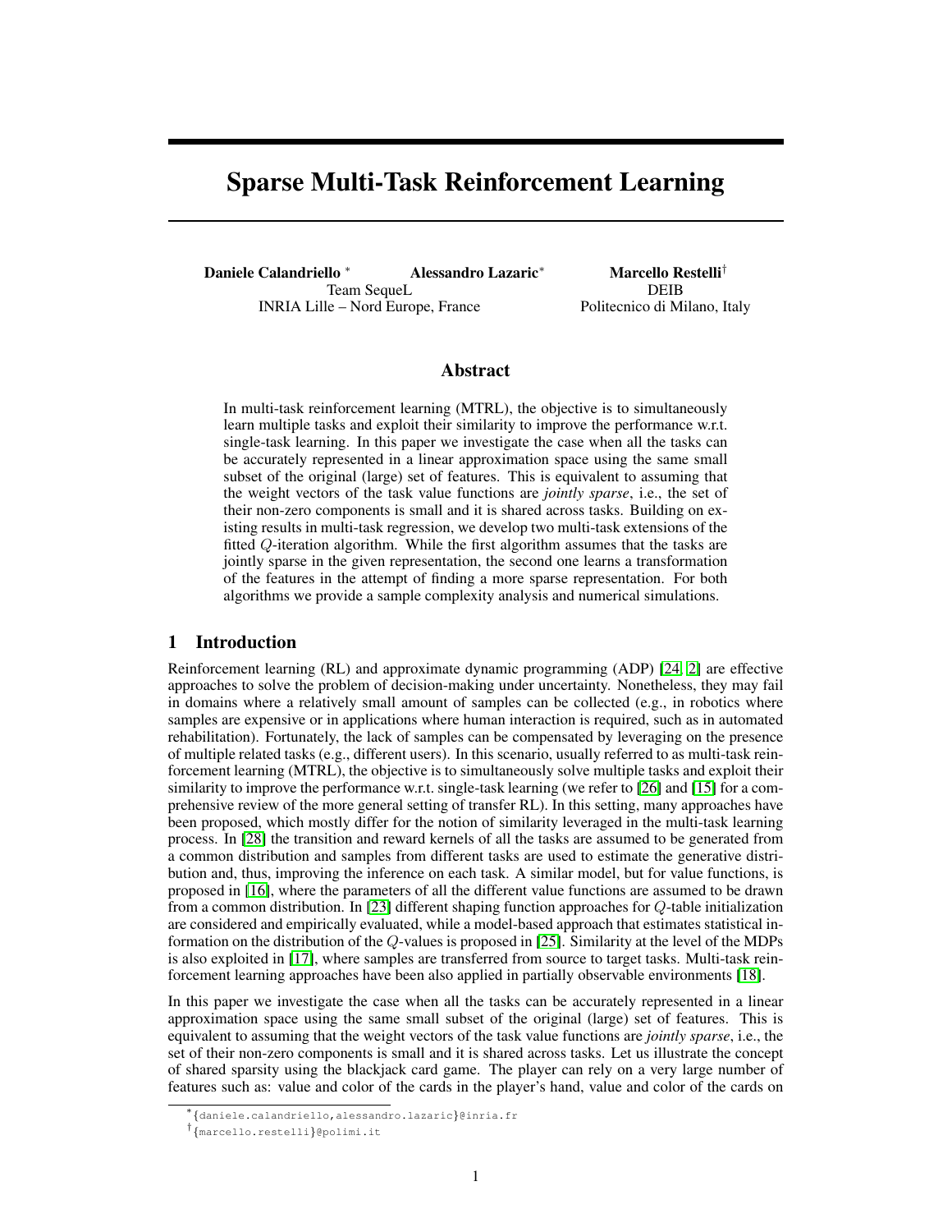# Sparse Multi-Task Reinforcement Learning

**Daniele Calandriello** [*] **Alessandro Lazaric** [*]
Team SequeL
INRIA Lille – Nord Europe, France

**Marcello Restelli** [†]
DEIB
Politecnico di Milano, Italy

## Abstract

In multi-task reinforcement learning (MTRL), the objective is to simultaneously learn multiple tasks and exploit their similarity to improve the performance w.r.t. single-task learning. In this paper we investigate the case when all the tasks can be accurately represented in a linear approximation space using the same small subset of the original (large) set of features. This is equivalent to assuming that the weight vectors of the task value functions are *jointly sparse*, i.e., the set of their non-zero components is small and it is shared across tasks. Building on existing results in multi-task regression, we develop two multi-task extensions of the fitted $Q$-iteration algorithm. While the first algorithm assumes that the tasks are jointly sparse in the given representation, the second one learns a transformation of the features in the attempt of finding a more sparse representation. For both algorithms we provide a sample complexity analysis and numerical simulations.

## 1 Introduction

Reinforcement learning (RL) and approximate dynamic programming (ADP) [24, 2] are effective approaches to solve the problem of decision-making under uncertainty. Nonetheless, they may fail in domains where a relatively small amount of samples can be collected (e.g., in robotics where samples are expensive or in applications where human interaction is required, such as in automated rehabilitation). Fortunately, the lack of samples can be compensated by leveraging on the presence of multiple related tasks (e.g., different users). In this scenario, usually referred to as multi-task reinforcement learning (MTRL), the objective is to simultaneously solve multiple tasks and exploit their similarity to improve the performance w.r.t. single-task learning (we refer to [26] and [15] for a comprehensive review of the more general setting of transfer RL). In this setting, many approaches have been proposed, which mostly differ for the notion of similarity leveraged in the multi-task learning process. In [28] the transition and reward kernels of all the tasks are assumed to be generated from a common distribution and samples from different tasks are used to estimate the generative distribution and, thus, improving the inference on each task. A similar model, but for value functions, is proposed in [16], where the parameters of all the different value functions are assumed to be drawn from a common distribution. In [23] different shaping function approaches for $Q$-table initialization are considered and empirically evaluated, while a model-based approach that estimates statistical information on the distribution of the $Q$-values is proposed in [25]. Similarity at the level of the MDPs is also exploited in [17], where samples are transferred from source to target tasks. Multi-task reinforcement learning approaches have been also applied in partially observable environments [18].

In this paper we investigate the case when all the tasks can be accurately represented in a linear approximation space using the same small subset of the original (large) set of features. This is equivalent to assuming that the weight vectors of the task value functions are *jointly sparse*, i.e., the set of their non-zero components is small and it is shared across tasks. Let us illustrate the concept of shared sparsity using the blackjack card game. The player can rely on a very large number of features such as: value and color of the cards in the player's hand, value and color of the cards on

[*] {daniele.calandriello,alessandro.lazaric}@inria.fr

[†] {marcello.restelli}@polimi.it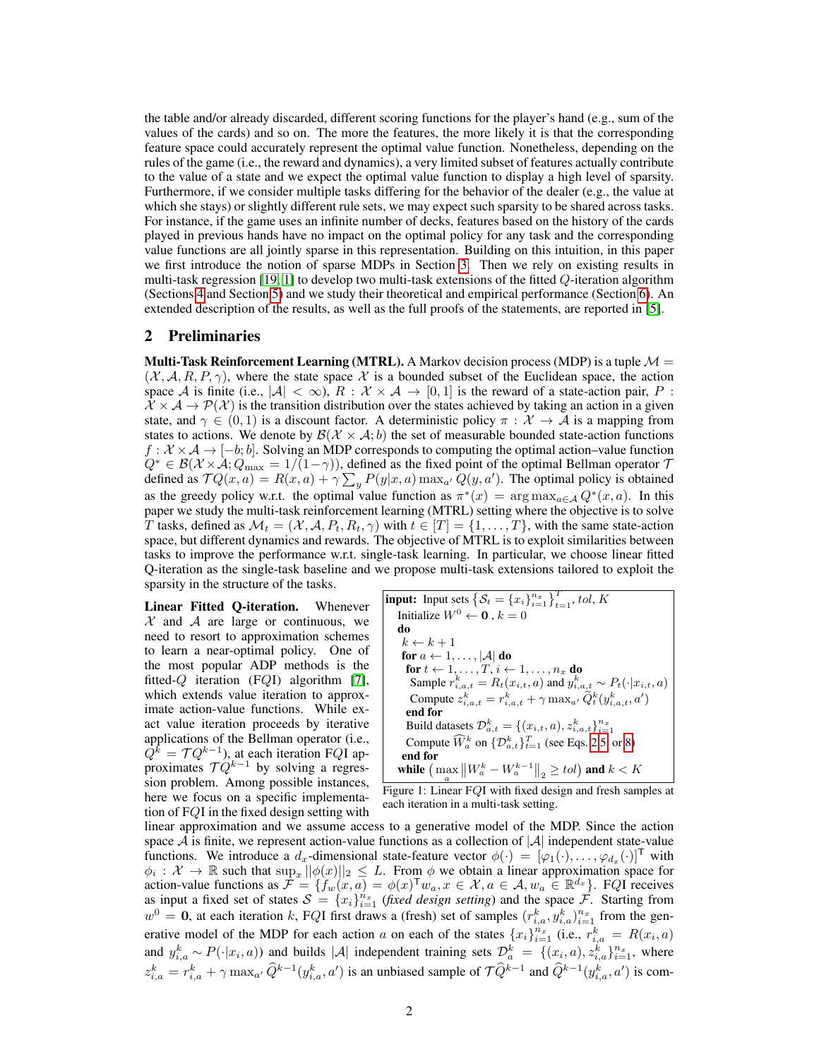the table and/or already discarded, different scoring functions for the player's hand (e.g., sum of the values of the cards) and so on. The more the features, the more likely it is that the corresponding feature space could accurately represent the optimal value function. Nonetheless, depending on the rules of the game (i.e., the reward and dynamics), a very limited subset of features actually contribute to the value of a state and we expect the optimal value function to display a high level of sparsity. Furthermore, if we consider multiple tasks differing for the behavior of the dealer (e.g., the value at which she stays) or slightly different rule sets, we may expect such sparsity to be shared across tasks. For instance, if the game uses an infinite number of decks, features based on the history of the cards played in previous hands have no impact on the optimal policy for any task and the corresponding value functions are all jointly sparse in this representation. Building on this intuition, in this paper we first introduce the notion of sparse MDPs in Section 3. Then we rely on existing results in multi-task regression [19, 1] to develop two multi-task extensions of the fitted $Q$-iteration algorithm (Sections 4 and Section 5) and we study their theoretical and empirical performance (Section 6). An extended description of the results, as well as the full proofs of the statements, are reported in [5].

## 2 Preliminaries

**Multi-Task Reinforcement Learning (MTRL).** A Markov decision process (MDP) is a tuple $\mathcal{M} = (\mathcal{X}, \mathcal{A}, R, P, \gamma)$, where the state space $\mathcal{X}$ is a bounded subset of the Euclidean space, the action space $\mathcal{A}$ is finite (i.e., $|\mathcal{A}| < \infty$), $R : \mathcal{X} \times \mathcal{A} \to [0, 1]$ is the reward of a state-action pair, $P : \mathcal{X} \times \mathcal{A} \to \mathcal{P}(\mathcal{X})$ is the transition distribution over the states achieved by taking an action in a given state, and $\gamma \in (0, 1)$ is a discount factor. A deterministic policy $\pi : \mathcal{X} \to \mathcal{A}$ is a mapping from states to actions. We denote by $\mathcal{B}(\mathcal{X} \times \mathcal{A}; b)$ the set of measurable bounded state-action functions $f : \mathcal{X} \times \mathcal{A} \to [-b; b]$. Solving an MDP corresponds to computing the optimal action–value function $Q^* \in \mathcal{B}(\mathcal{X} \times \mathcal{A}; Q_{\max} = 1/(1-\gamma))$, defined as the fixed point of the optimal Bellman operator $\mathcal{T}$ defined as $\mathcal{T}Q(x, a) = R(x, a) + \gamma \sum_y P(y|x, a) \max_{a'} Q(y, a')$. The optimal policy is obtained as the greedy policy w.r.t. the optimal value function as $\pi^*(x) = \arg\max_{a \in \mathcal{A}} Q^*(x, a)$. In this paper we study the multi-task reinforcement learning (MTRL) setting where the objective is to solve $T$ tasks, defined as $\mathcal{M}_t = (\mathcal{X}, \mathcal{A}, P_t, R_t, \gamma)$ with $t \in [T] = \{1, \ldots, T\}$, with the same state-action space, but different dynamics and rewards. The objective of MTRL is to exploit similarities between tasks to improve the performance w.r.t. single-task learning. In particular, we choose linear fitted Q-iteration as the single-task baseline and we propose multi-task extensions tailored to exploit the sparsity in the structure of the tasks.

```
input: Input sets {S_t = {x_i}_{i=1}^{n_x}}_{t=1}^{T}, tol, K
  Initialize W^0 ← 0 , k = 0
  do
    k ← k + 1
    for a ← 1, ..., |A| do
      for t ← 1, ..., T, i ← 1, ..., n_x do
        Sample r^k_{i,a,t} = R_t(x_{i,t}, a) and y^k_{i,a,t} ~ P_t(·|x_{i,t}, a)
        Compute z^k_{i,a,t} = r^k_{i,a,t} + γ max_{a'} Q̃^k_t(y^k_{i,a,t}, a')
      end for
      Build datasets D^k_{a,t} = {(x_{i,t}, a), z^k_{i,a,t}}_{i=1}^{n_x}
      Compute Ŵ^k_a on {D^k_{a,t}}_{t=1}^{T} (see Eqs. 2, 5, or 8)
    end for
  while ( max_a ||W^k_a − W^{k−1}_a||_2 ≥ tol ) and k < K
```

Figure 1: Linear F$Q$I with fixed design and fresh samples at each iteration in a multi-task setting.

**Linear Fitted Q-iteration.** Whenever $\mathcal{X}$ and $\mathcal{A}$ are large or continuous, we need to resort to approximation schemes to learn a near-optimal policy. One of the most popular ADP methods is the fitted-$Q$ iteration (F$Q$I) algorithm [7], which extends value iteration to approximate action-value functions. While exact value iteration proceeds by iterative applications of the Bellman operator (i.e., $Q^k = \mathcal{T}Q^{k-1}$), at each iteration F$Q$I approximates $\mathcal{T}Q^{k-1}$ by solving a regression problem. Among possible instances, here we focus on a specific implementation of F$Q$I in the fixed design setting with linear approximation and we assume access to a generative model of the MDP. Since the action space $\mathcal{A}$ is finite, we represent action-value functions as a collection of $|\mathcal{A}|$ independent state-value functions. We introduce a $d_x$-dimensional state-feature vector $\phi(\cdot) = [\varphi_1(\cdot), \ldots, \varphi_{d_x}(\cdot)]^\mathsf{T}$ with $\phi_i : \mathcal{X} \to \mathbb{R}$ such that $\sup_x ||\phi(x)||_2 \leq L$. From $\phi$ we obtain a linear approximation space for action-value functions as $\mathcal{F} = \{f_w(x, a) = \phi(x)^\mathsf{T} w_a, x \in \mathcal{X}, a \in \mathcal{A}, w_a \in \mathbb{R}^{d_x}\}$. F$Q$I receives as input a fixed set of states $\mathcal{S} = \{x_i\}_{i=1}^{n_x}$ (*fixed design setting*) and the space $\mathcal{F}$. Starting from $w^0 = \mathbf{0}$, at each iteration $k$, F$Q$I first draws a (fresh) set of samples $(r^k_{i,a}, y^k_{i,a})_{i=1}^{n_x}$ from the generative model of the MDP for each action $a$ on each of the states $\{x_i\}_{i=1}^{n_x}$ (i.e., $r^k_{i,a} = R(x_i, a)$ and $y^k_{i,a} \sim P(\cdot|x_i, a)$) and builds $|\mathcal{A}|$ independent training sets $\mathcal{D}^k_a = \{(x_i, a), z^k_{i,a}\}_{i=1}^{n_x}$, where $z^k_{i,a} = r^k_{i,a} + \gamma \max_{a'} \widehat{Q}^{k-1}(y^k_{i,a}, a')$ is an unbiased sample of $\mathcal{T}\widehat{Q}^{k-1}$ and $\widehat{Q}^{k-1}(y^k_{i,a}, a')$ is com-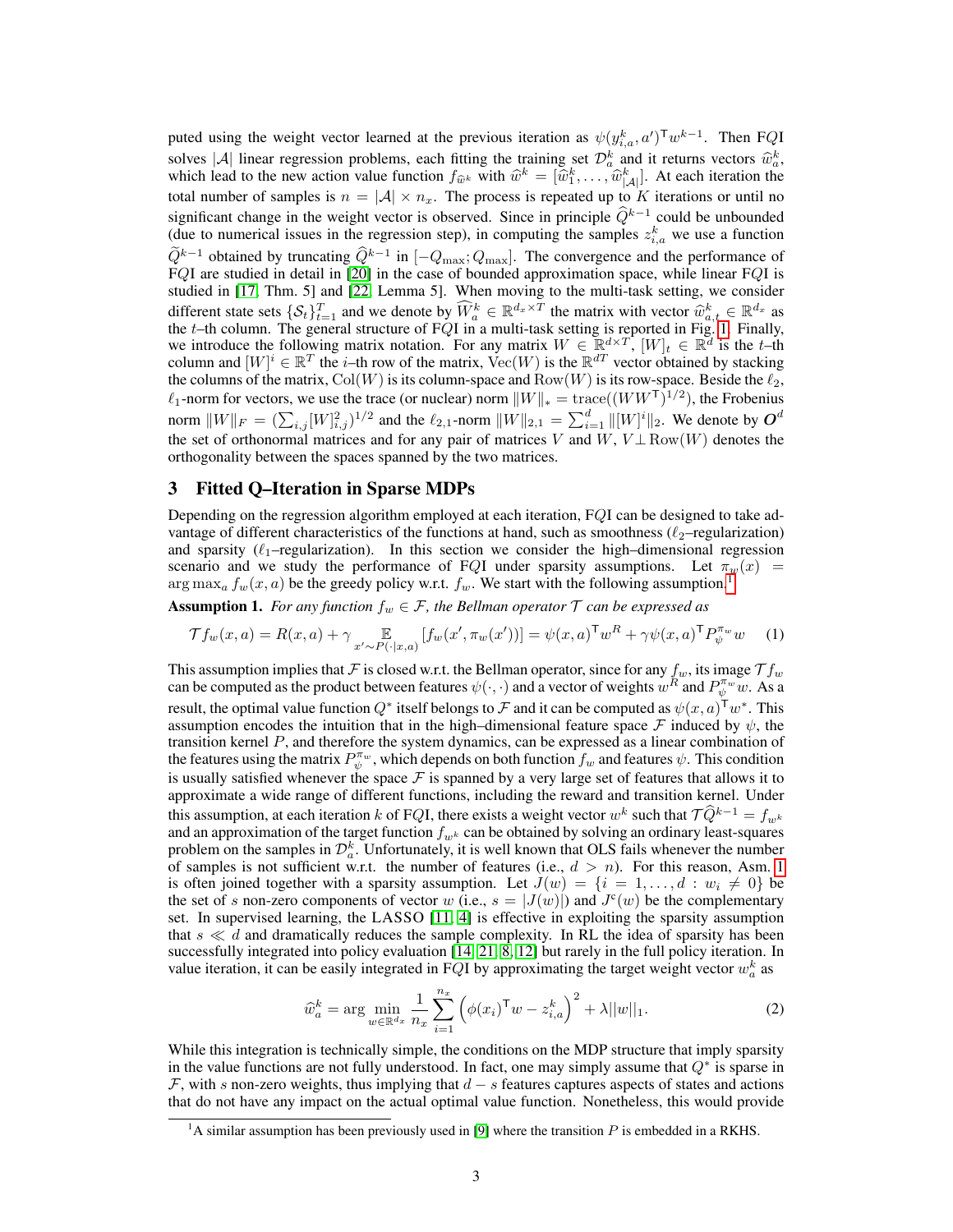puted using the weight vector learned at the previous iteration as $\psi(y^k_{i,a}, a')^\mathsf{T} w^{k-1}$. Then FQI solves $|\mathcal{A}|$ linear regression problems, each fitting the training set $\mathcal{D}^k_a$ and it returns vectors $\widehat{w}^k_a$, which lead to the new action value function $f_{\widehat{w}^k}$ with $\widehat{w}^k = [\widehat{w}^k_1, \ldots, \widehat{w}^k_{|\mathcal{A}|}]$. At each iteration the total number of samples is $n = |\mathcal{A}| \times n_x$. The process is repeated up to $K$ iterations or until no significant change in the weight vector is observed. Since in principle $\widehat{Q}^{k-1}$ could be unbounded (due to numerical issues in the regression step), in computing the samples $z^k_{i,a}$ we use a function $\widetilde{Q}^{k-1}$ obtained by truncating $\widehat{Q}^{k-1}$ in $[-Q_{\max}; Q_{\max}]$. The convergence and the performance of FQI are studied in detail in [20] in the case of bounded approximation space, while linear FQI is studied in [17, Thm. 5] and [22, Lemma 5]. When moving to the multi-task setting, we consider different state sets $\{\mathcal{S}_t\}_{t=1}^T$ and we denote by $\widehat{W}^k_a \in \mathbb{R}^{d_x \times T}$ the matrix with vector $\widehat{w}^k_{a,t} \in \mathbb{R}^{d_x}$ as the $t$–th column. The general structure of FQI in a multi-task setting is reported in Fig. 1. Finally, we introduce the following matrix notation. For any matrix $W \in \mathbb{R}^{d \times T}$, $[W]_t \in \mathbb{R}^d$ is the $t$–th column and $[W]^i \in \mathbb{R}^T$ the $i$–th row of the matrix, $\mathrm{Vec}(W)$ is the $\mathbb{R}^{dT}$ vector obtained by stacking the columns of the matrix, $\mathrm{Col}(W)$ is its column-space and $\mathrm{Row}(W)$ is its row-space. Beside the $\ell_2$, $\ell_1$-norm for vectors, we use the trace (or nuclear) norm $\|W\|_* = \mathrm{trace}((WW^\mathsf{T})^{1/2})$, the Frobenius norm $\|W\|_F = (\sum_{i,j}[W]^2_{i,j})^{1/2}$ and the $\ell_{2,1}$-norm $\|W\|_{2,1} = \sum_{i=1}^d \|[W]^i\|_2$. We denote by $\boldsymbol{O}^d$ the set of orthonormal matrices and for any pair of matrices $V$ and $W$, $V \perp \mathrm{Row}(W)$ denotes the orthogonality between the spaces spanned by the two matrices.

## 3 Fitted Q–Iteration in Sparse MDPs

Depending on the regression algorithm employed at each iteration, FQI can be designed to take advantage of different characteristics of the functions at hand, such as smoothness ($\ell_2$–regularization) and sparsity ($\ell_1$–regularization). In this section we consider the high–dimensional regression scenario and we study the performance of FQI under sparsity assumptions. Let $\pi_w(x) = \arg\max_a f_w(x,a)$ be the greedy policy w.r.t. $f_w$. We start with the following assumption.[1]

**Assumption 1.** *For any function $f_w \in \mathcal{F}$, the Bellman operator $\mathcal{T}$ can be expressed as*

$$\mathcal{T} f_w(x,a) = R(x,a) + \gamma \mathop{\mathbb{E}}_{x' \sim P(\cdot|x,a)} [f_w(x', \pi_w(x'))] = \psi(x,a)^\mathsf{T} w^R + \gamma \psi(x,a)^\mathsf{T} P^{\pi_w}_\psi w \qquad (1)$$

This assumption implies that $\mathcal{F}$ is closed w.r.t. the Bellman operator, since for any $f_w$, its image $\mathcal{T} f_w$ can be computed as the product between features $\psi(\cdot,\cdot)$ and a vector of weights $w^R$ and $P^{\pi_w}_\psi w$. As a result, the optimal value function $Q^*$ itself belongs to $\mathcal{F}$ and it can be computed as $\psi(x,a)^\mathsf{T} w^*$. This assumption encodes the intuition that in the high–dimensional feature space $\mathcal{F}$ induced by $\psi$, the transition kernel $P$, and therefore the system dynamics, can be expressed as a linear combination of the features using the matrix $P^{\pi_w}_\psi$, which depends on both function $f_w$ and features $\psi$. This condition is usually satisfied whenever the space $\mathcal{F}$ is spanned by a very large set of features that allows it to approximate a wide range of different functions, including the reward and transition kernel. Under this assumption, at each iteration $k$ of FQI, there exists a weight vector $w^k$ such that $\mathcal{T}\widehat{Q}^{k-1} = f_{w^k}$ and an approximation of the target function $f_{w^k}$ can be obtained by solving an ordinary least-squares problem on the samples in $\mathcal{D}^k_a$. Unfortunately, it is well known that OLS fails whenever the number of samples is not sufficient w.r.t. the number of features (i.e., $d > n$). For this reason, Asm. 1 is often joined together with a sparsity assumption. Let $J(w) = \{i = 1, \ldots, d : w_i \neq 0\}$ be the set of $s$ non-zero components of vector $w$ (i.e., $s = |J(w)|$) and $J^c(w)$ be the complementary set. In supervised learning, the LASSO [11, 4] is effective in exploiting the sparsity assumption that $s \ll d$ and dramatically reduces the sample complexity. In RL the idea of sparsity has been successfully integrated into policy evaluation [14, 21, 8, 12] but rarely in the full policy iteration. In value iteration, it can be easily integrated in FQI by approximating the target weight vector $w^k_a$ as

$$\widehat{w}^k_a = \arg\min_{w \in \mathbb{R}^{d_x}} \frac{1}{n_x} \sum_{i=1}^{n_x} \left( \phi(x_i)^\mathsf{T} w - z^k_{i,a} \right)^2 + \lambda ||w||_1. \qquad (2)$$

While this integration is technically simple, the conditions on the MDP structure that imply sparsity in the value functions are not fully understood. In fact, one may simply assume that $Q^*$ is sparse in $\mathcal{F}$, with $s$ non-zero weights, thus implying that $d - s$ features captures aspects of states and actions that do not have any impact on the actual optimal value function. Nonetheless, this would provide

[1] A similar assumption has been previously used in [9] where the transition $P$ is embedded in a RKHS.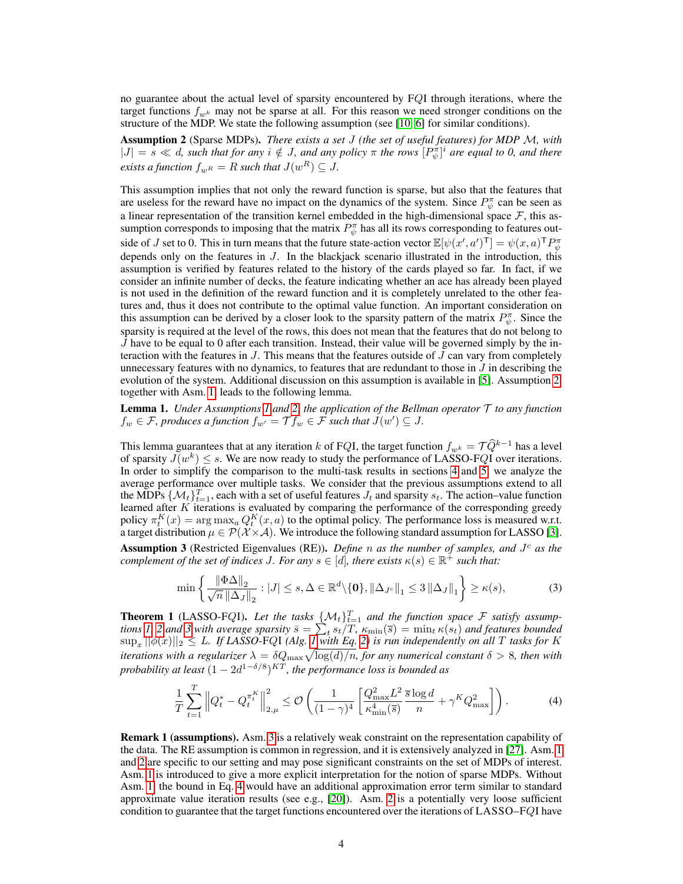no guarantee about the actual level of sparsity encountered by F$Q$I through iterations, where the target functions $f_{w^k}$ may not be sparse at all. For this reason we need stronger conditions on the structure of the MDP. We state the following assumption (see [10, 6] for similar conditions).

**Assumption 2** (Sparse MDPs). *There exists a set $J$ (the set of useful features) for MDP $\mathcal{M}$, with $|J| = s \ll d$, such that for any $i \notin J$, and any policy $\pi$ the rows $[P^\pi_\psi]^i$ are equal to 0, and there exists a function $f_{w^R} = R$ such that $J(w^R) \subseteq J$.*

This assumption implies that not only the reward function is sparse, but also that the features that are useless for the reward have no impact on the dynamics of the system. Since $P^\pi_\psi$ can be seen as a linear representation of the transition kernel embedded in the high-dimensional space $\mathcal{F}$, this assumption corresponds to imposing that the matrix $P^\pi_\psi$ has all its rows corresponding to features outside of $J$ set to 0. This in turn means that the future state-action vector $\mathbb{E}[\psi(x', a')^\mathsf{T}] = \psi(x, a)^\mathsf{T} P^\pi_\psi$ depends only on the features in $J$. In the blackjack scenario illustrated in the introduction, this assumption is verified by features related to the history of the cards played so far. In fact, if we consider an infinite number of decks, the feature indicating whether an ace has already been played is not used in the definition of the reward function and it is completely unrelated to the other features and, thus it does not contribute to the optimal value function. An important consideration on this assumption can be derived by a closer look to the sparsity pattern of the matrix $P^\pi_\psi$. Since the sparsity is required at the level of the rows, this does not mean that the features that do not belong to $J$ have to be equal to 0 after each transition. Instead, their value will be governed simply by the interaction with the features in $J$. This means that the features outside of $J$ can vary from completely unnecessary features with no dynamics, to features that are redundant to those in $J$ in describing the evolution of the system. Additional discussion on this assumption is available in [5]. Assumption 2, together with Asm. 1, leads to the following lemma.

**Lemma 1.** *Under Assumptions 1 and 2, the application of the Bellman operator $\mathcal{T}$ to any function $f_w \in \mathcal{F}$, produces a function $f_{w'} = \mathcal{T} f_w \in \mathcal{F}$ such that $J(w') \subseteq J$.*

This lemma guarantees that at any iteration $k$ of F$Q$I, the target function $f_{w^k} = \mathcal{T}\widehat{Q}^{k-1}$ has a level of sparsity $J(w^k) \leq s$. We are now ready to study the performance of LASSO-F$Q$I over iterations. In order to simplify the comparison to the multi-task results in sections 4 and 5, we analyze the average performance over multiple tasks. We consider that the previous assumptions extend to all the MDPs $\{\mathcal{M}_t\}_{t=1}^T$, each with a set of useful features $J_t$ and sparsity $s_t$. The action–value function learned after $K$ iterations is evaluated by comparing the performance of the corresponding greedy policy $\pi^K_t(x) = \arg\max_a Q^K_t(x, a)$ to the optimal policy. The performance loss is measured w.r.t. a target distribution $\mu \in \mathcal{P}(\mathcal{X} \times \mathcal{A})$. We introduce the following standard assumption for LASSO [3].

**Assumption 3** (Restricted Eigenvalues (RE)). *Define $n$ as the number of samples, and $J^c$ as the complement of the set of indices $J$. For any $s \in [d]$, there exists $\kappa(s) \in \mathbb{R}^+$ such that:*

$$\min \left\{ \frac{\|\Phi\Delta\|_2}{\sqrt{n}\,\|\Delta_J\|_2} : |J| \leq s, \Delta \in \mathbb{R}^d \backslash \{\mathbf{0}\}, \|\Delta_{J^c}\|_1 \leq 3\,\|\Delta_J\|_1 \right\} \geq \kappa(s), \tag{3}$$

**Theorem 1** (LASSO-F$Q$I). *Let the tasks $\{\mathcal{M}_t\}_{t=1}^T$ and the function space $\mathcal{F}$ satisfy assumptions 1, 2 and 3 with average sparsity $\bar{s} = \sum_t s_t / T$, $\kappa_{\min}(\bar{s}) = \min_t \kappa(s_t)$ and features bounded $\sup_x \|\phi(x)\|_2 \leq L$. If LASSO-F$Q$I (Alg. 1 with Eq. 2) is run independently on all $T$ tasks for $K$ iterations with a regularizer $\lambda = \delta Q_{\max}\sqrt{\log(d)/n}$, for any numerical constant $\delta > 8$, then with probability at least $(1 - 2d^{1-\delta/8})^{KT}$, the performance loss is bounded as*

$$\frac{1}{T}\sum_{t=1}^T \left\| Q^*_t - Q^{\pi^K_t}_t \right\|^2_{2,\mu} \leq \mathcal{O}\left( \frac{1}{(1-\gamma)^4} \left[ \frac{Q^2_{\max} L^2}{\kappa^4_{\min}(\bar{s})} \frac{\bar{s}\log d}{n} + \gamma^K Q^2_{\max} \right] \right). \tag{4}$$

**Remark 1 (assumptions).** Asm. 3 is a relatively weak constraint on the representation capability of the data. The RE assumption is common in regression, and it is extensively analyzed in [27]. Asm. 1 and 2 are specific to our setting and may pose significant constraints on the set of MDPs of interest. Asm. 1 is introduced to give a more explicit interpretation for the notion of sparse MDPs. Without Asm. 1, the bound in Eq. 4 would have an additional approximation error term similar to standard approximate value iteration results (see e.g., [20]). Asm. 2 is a potentially very loose sufficient condition to guarantee that the target functions encountered over the iterations of LASSO–F$Q$I have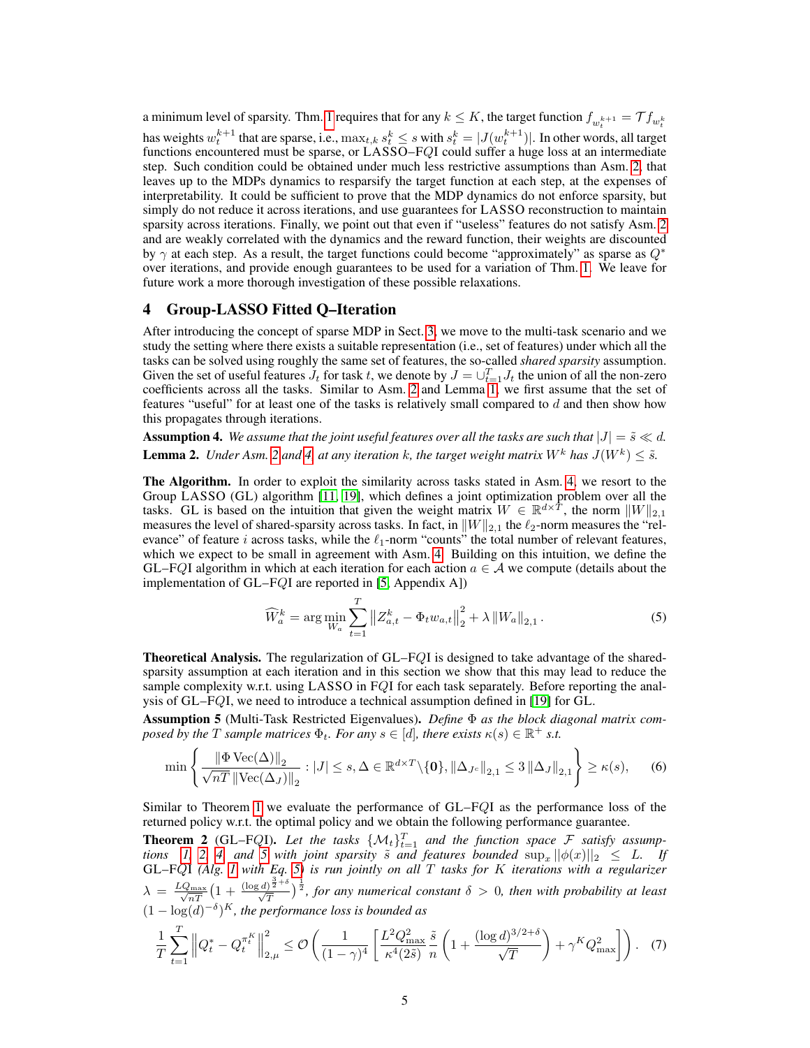a minimum level of sparsity. Thm. 1 requires that for any $k \leq K$, the target function $f_{w_t^{k+1}} = \mathcal{T} f_{w_t^k}$ has weights $w_t^{k+1}$ that are sparse, i.e., $\max_{t,k} s_t^k \leq s$ with $s_t^k = |J(w_t^{k+1})|$. In other words, all target functions encountered must be sparse, or LASSO–F$Q$I could suffer a huge loss at an intermediate step. Such condition could be obtained under much less restrictive assumptions than Asm. 2, that leaves up to the MDPs dynamics to resparsify the target function at each step, at the expenses of interpretability. It could be sufficient to prove that the MDP dynamics do not enforce sparsity, but simply do not reduce it across iterations, and use guarantees for LASSO reconstruction to maintain sparsity across iterations. Finally, we point out that even if "useless" features do not satisfy Asm. 2 and are weakly correlated with the dynamics and the reward function, their weights are discounted by $\gamma$ at each step. As a result, the target functions could become "approximately" as sparse as $Q^*$ over iterations, and provide enough guarantees to be used for a variation of Thm. 1. We leave for future work a more thorough investigation of these possible relaxations.

## 4 Group-LASSO Fitted Q–Iteration

After introducing the concept of sparse MDP in Sect. 3, we move to the multi-task scenario and we study the setting where there exists a suitable representation (i.e., set of features) under which all the tasks can be solved using roughly the same set of features, the so-called *shared sparsity* assumption. Given the set of useful features $J_t$ for task $t$, we denote by $J = \cup_{t=1}^T J_t$ the union of all the non-zero coefficients across all the tasks. Similar to Asm. 2 and Lemma 1, we first assume that the set of features "useful" for at least one of the tasks is relatively small compared to $d$ and then show how this propagates through iterations.

**Assumption 4.** *We assume that the joint useful features over all the tasks are such that $|J| = \tilde{s} \ll d$.*

**Lemma 2.** *Under Asm. 2 and 4, at any iteration $k$, the target weight matrix $W^k$ has $J(W^k) \leq \tilde{s}$.*

**The Algorithm.** In order to exploit the similarity across tasks stated in Asm. 4, we resort to the Group LASSO (GL) algorithm [11, 19], which defines a joint optimization problem over all the tasks. GL is based on the intuition that given the weight matrix $W \in \mathbb{R}^{d \times T}$, the norm $\|W\|_{2,1}$ measures the level of shared-sparsity across tasks. In fact, in $\|W\|_{2,1}$ the $\ell_2$-norm measures the "relevance" of feature $i$ across tasks, while the $\ell_1$-norm "counts" the total number of relevant features, which we expect to be small in agreement with Asm. 4. Building on this intuition, we define the GL–F$Q$I algorithm in which at each iteration for each action $a \in \mathcal{A}$ we compute (details about the implementation of GL–F$Q$I are reported in [5, Appendix A])

$$\widehat{W}_a^k = \arg\min_{W_a} \sum_{t=1}^{T} \left\| Z_{a,t}^k - \Phi_t w_{a,t} \right\|_2^2 + \lambda \left\| W_a \right\|_{2,1}. \tag{5}$$

**Theoretical Analysis.** The regularization of GL–F$Q$I is designed to take advantage of the shared-sparsity assumption at each iteration and in this section we show that this may lead to reduce the sample complexity w.r.t. using LASSO in F$Q$I for each task separately. Before reporting the analysis of GL–F$Q$I, we need to introduce a technical assumption defined in [19] for GL.

**Assumption 5** (Multi-Task Restricted Eigenvalues)**.** *Define $\Phi$ as the block diagonal matrix composed by the $T$ sample matrices $\Phi_t$. For any $s \in [d]$, there exists $\kappa(s) \in \mathbb{R}^+$ s.t.*

$$\min \left\{ \frac{\|\Phi \operatorname{Vec}(\Delta)\|_2}{\sqrt{nT}\, \|\operatorname{Vec}(\Delta_J)\|_2} : |J| \leq s, \Delta \in \mathbb{R}^{d \times T} \backslash \{\mathbf{0}\}, \|\Delta_{J^c}\|_{2,1} \leq 3 \|\Delta_J\|_{2,1} \right\} \geq \kappa(s), \tag{6}$$

Similar to Theorem 1 we evaluate the performance of GL–F$Q$I as the performance loss of the returned policy w.r.t. the optimal policy and we obtain the following performance guarantee.

**Theorem 2** (GL–F$Q$I)**.** *Let the tasks $\{\mathcal{M}_t\}_{t=1}^T$ and the function space $\mathcal{F}$ satisfy assumptions 1, 2, 4 and 5 with joint sparsity $\tilde{s}$ and features bounded $\sup_x \|\phi(x)\|_2 \leq L$. If GL–F$Q$I (Alg. 1 with Eq. 5) is run jointly on all $T$ tasks for $K$ iterations with a regularizer $\lambda = \frac{LQ_{\max}}{\sqrt{nT}} \left(1 + \frac{(\log d)^{\frac{3}{2}+\delta}}{\sqrt{T}}\right)^{\frac{1}{2}}$, for any numerical constant $\delta > 0$, then with probability at least $(1 - \log(d)^{-\delta})^K$, the performance loss is bounded as*

$$\frac{1}{T} \sum_{t=1}^{T} \left\| Q_t^* - Q_t^{\pi_t^K} \right\|_{2,\mu}^2 \leq \mathcal{O}\left( \frac{1}{(1-\gamma)^4} \left[ \frac{L^2 Q_{\max}^2}{\kappa^4(2\tilde{s})} \frac{\tilde{s}}{n} \left( 1 + \frac{(\log d)^{3/2+\delta}}{\sqrt{T}} \right) + \gamma^K Q_{\max}^2 \right] \right). \tag{7}$$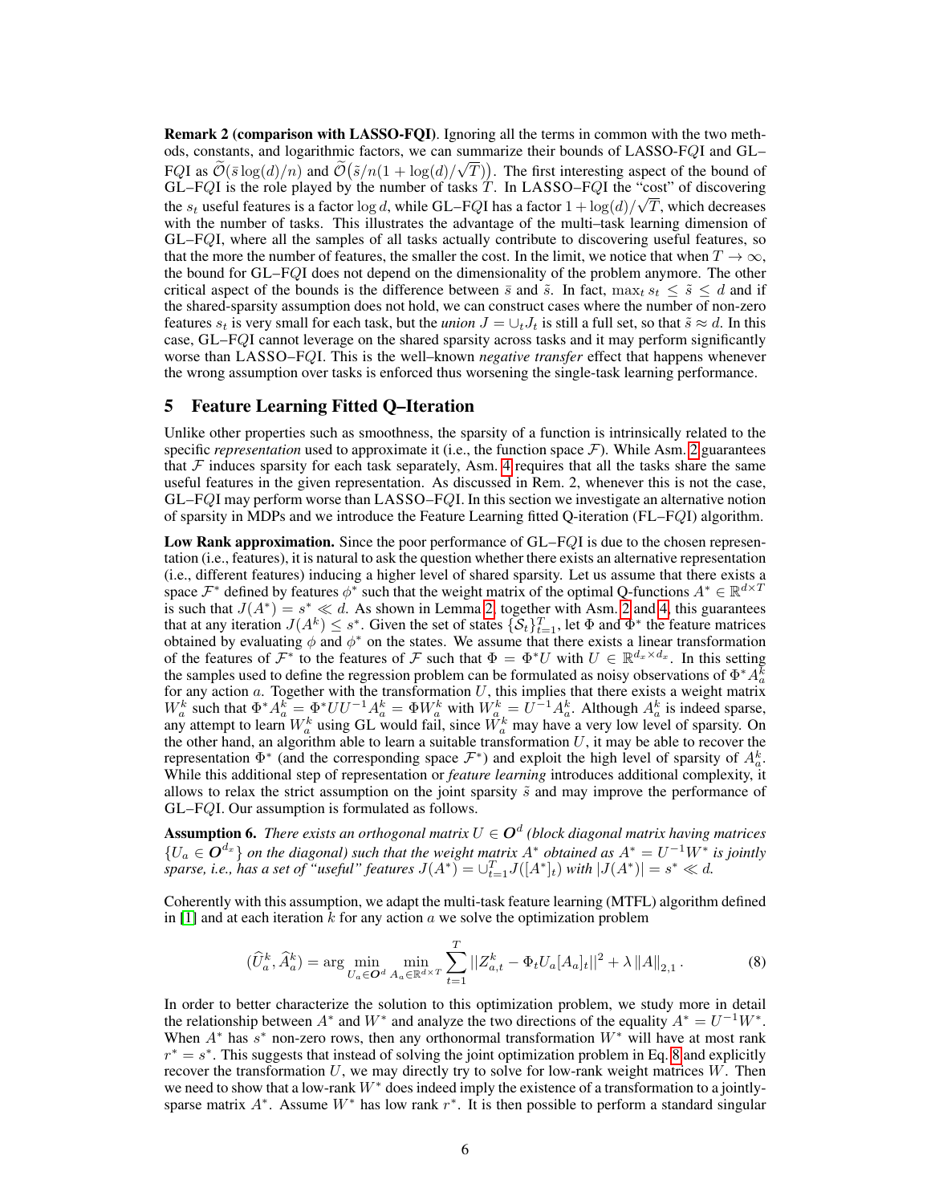**Remark 2 (comparison with LASSO-FQI)**. Ignoring all the terms in common with the two methods, constants, and logarithmic factors, we can summarize their bounds of LASSO-FQI and GL–FQI as $\widetilde{\mathcal{O}}(\bar{s}\log(d)/n)$ and $\widetilde{\mathcal{O}}\big(\tilde{s}/n(1+\log(d)/\sqrt{T})\big)$. The first interesting aspect of the bound of GL–FQI is the role played by the number of tasks $T$. In LASSO–FQI the "cost" of discovering the $s_t$ useful features is a factor $\log d$, while GL–FQI has a factor $1+\log(d)/\sqrt{T}$, which decreases with the number of tasks. This illustrates the advantage of the multi–task learning dimension of GL–FQI, where all the samples of all tasks actually contribute to discovering useful features, so that the more the number of features, the smaller the cost. In the limit, we notice that when $T\to\infty$, the bound for GL–FQI does not depend on the dimensionality of the problem anymore. The other critical aspect of the bounds is the difference between $\bar{s}$ and $\tilde{s}$. In fact, $\max_t s_t \le \tilde{s} \le d$ and if the shared-sparsity assumption does not hold, we can construct cases where the number of non-zero features $s_t$ is very small for each task, but the *union* $J=\cup_t J_t$ is still a full set, so that $\tilde{s}\approx d$. In this case, GL–FQI cannot leverage on the shared sparsity across tasks and it may perform significantly worse than LASSO–FQI. This is the well–known *negative transfer* effect that happens whenever the wrong assumption over tasks is enforced thus worsening the single-task learning performance.

## 5 Feature Learning Fitted Q–Iteration

Unlike other properties such as smoothness, the sparsity of a function is intrinsically related to the specific *representation* used to approximate it (i.e., the function space $\mathcal{F}$). While Asm. 2 guarantees that $\mathcal{F}$ induces sparsity for each task separately, Asm. 4 requires that all the tasks share the same useful features in the given representation. As discussed in Rem. 2, whenever this is not the case, GL–FQI may perform worse than LASSO–FQI. In this section we investigate an alternative notion of sparsity in MDPs and we introduce the Feature Learning fitted Q-iteration (FL–FQI) algorithm.

**Low Rank approximation.** Since the poor performance of GL–FQI is due to the chosen representation (i.e., features), it is natural to ask the question whether there exists an alternative representation (i.e., different features) inducing a higher level of shared sparsity. Let us assume that there exists a space $\mathcal{F}^*$ defined by features $\phi^*$ such that the weight matrix of the optimal Q-functions $A^*\in\mathbb{R}^{d\times T}$ is such that $J(A^*)=s^*\ll d$. As shown in Lemma 2, together with Asm. 2 and 4, this guarantees that at any iteration $J(A^k)\le s^*$. Given the set of states $\{\mathcal{S}_t\}_{t=1}^T$, let $\Phi$ and $\Phi^*$ the feature matrices obtained by evaluating $\phi$ and $\phi^*$ on the states. We assume that there exists a linear transformation of the features of $\mathcal{F}^*$ to the features of $\mathcal{F}$ such that $\Phi=\Phi^*U$ with $U\in\mathbb{R}^{d_x\times d_x}$. In this setting the samples used to define the regression problem can be formulated as noisy observations of $\Phi^*A_a^k$ for any action $a$. Together with the transformation $U$, this implies that there exists a weight matrix $W_a^k$ such that $\Phi^*A_a^k=\Phi^*UU^{-1}A_a^k=\Phi W_a^k$ with $W_a^k=U^{-1}A_a^k$. Although $A_a^k$ is indeed sparse, any attempt to learn $W_a^k$ using GL would fail, since $W_a^k$ may have a very low level of sparsity. On the other hand, an algorithm able to learn a suitable transformation $U$, it may be able to recover the representation $\Phi^*$ (and the corresponding space $\mathcal{F}^*$) and exploit the high level of sparsity of $A_a^k$. While this additional step of representation or *feature learning* introduces additional complexity, it allows to relax the strict assumption on the joint sparsity $\tilde{s}$ and may improve the performance of GL–FQI. Our assumption is formulated as follows.

**Assumption 6.** *There exists an orthogonal matrix $U\in\boldsymbol{O}^d$ (block diagonal matrix having matrices $\{U_a\in\boldsymbol{O}^{d_x}\}$ on the diagonal) such that the weight matrix $A^*$ obtained as $A^*=U^{-1}W^*$ is jointly sparse, i.e., has a set of "useful" features $J(A^*)=\cup_{t=1}^T J([A^*]_t)$ with $|J(A^*)|=s^*\ll d$.*

Coherently with this assumption, we adapt the multi-task feature learning (MTFL) algorithm defined in [1] and at each iteration $k$ for any action $a$ we solve the optimization problem

$$(\widehat{U}_a^k,\widehat{A}_a^k)=\arg\min_{U_a\in\boldsymbol{O}^d}\min_{A_a\in\mathbb{R}^{d\times T}}\sum_{t=1}^T ||Z_{a,t}^k-\Phi_t U_a[A_a]_t||^2+\lambda\,\|A\|_{2,1}\,. \tag{8}$$

In order to better characterize the solution to this optimization problem, we study more in detail the relationship between $A^*$ and $W^*$ and analyze the two directions of the equality $A^*=U^{-1}W^*$. When $A^*$ has $s^*$ non-zero rows, then any orthonormal transformation $W^*$ will have at most rank $r^*=s^*$. This suggests that instead of solving the joint optimization problem in Eq. 8 and explicitly recover the transformation $U$, we may directly try to solve for low-rank weight matrices $W$. Then we need to show that a low-rank $W^*$ does indeed imply the existence of a transformation to a jointly-sparse matrix $A^*$. Assume $W^*$ has low rank $r^*$. It is then possible to perform a standard singular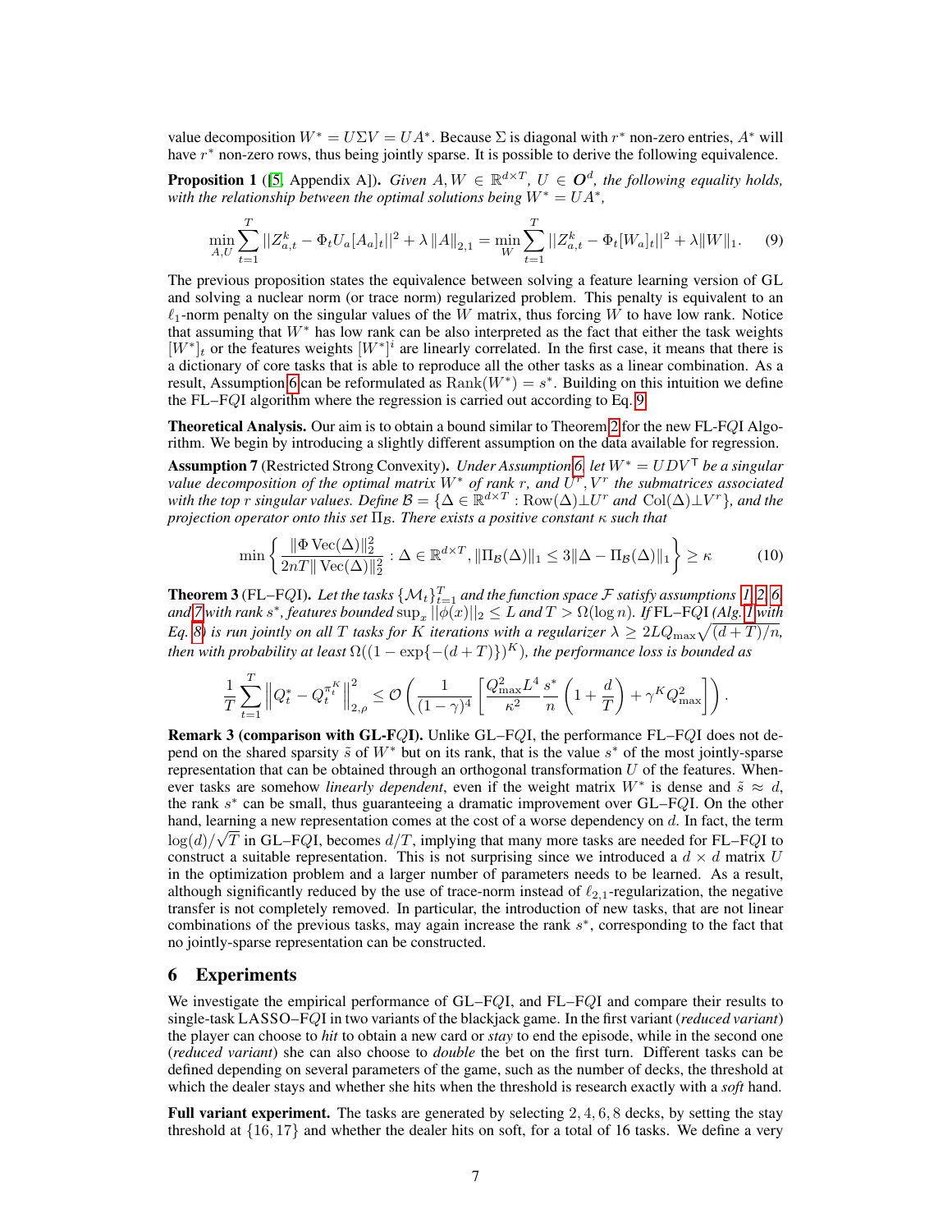value decomposition $W^* = U\Sigma V = UA^*$. Because $\Sigma$ is diagonal with $r^*$ non-zero entries, $A^*$ will have $r^*$ non-zero rows, thus being jointly sparse. It is possible to derive the following equivalence.

**Proposition 1** ([5, Appendix A]). *Given $A, W \in \mathbb{R}^{d\times T}$, $U \in \boldsymbol{O}^d$, the following equality holds, with the relationship between the optimal solutions being $W^* = UA^*$,*

$$\min_{A,U} \sum_{t=1}^{T} ||Z^k_{a,t} - \Phi_t U_a [A_a]_t||^2 + \lambda \|A\|_{2,1} = \min_{W} \sum_{t=1}^{T} ||Z^k_{a,t} - \Phi_t [W_a]_t||^2 + \lambda \|W\|_1. \tag{9}$$

The previous proposition states the equivalence between solving a feature learning version of GL and solving a nuclear norm (or trace norm) regularized problem. This penalty is equivalent to an $\ell_1$-norm penalty on the singular values of the $W$ matrix, thus forcing $W$ to have low rank. Notice that assuming that $W^*$ has low rank can be also interpreted as the fact that either the task weights $[W^*]_t$ or the features weights $[W^*]^i$ are linearly correlated. In the first case, it means that there is a dictionary of core tasks that is able to reproduce all the other tasks as a linear combination. As a result, Assumption 6 can be reformulated as $\mathrm{Rank}(W^*) = s^*$. Building on this intuition we define the FL–F$Q$I algorithm where the regression is carried out according to Eq. 9.

**Theoretical Analysis.** Our aim is to obtain a bound similar to Theorem 2 for the new FL-F$Q$I Algorithm. We begin by introducing a slightly different assumption on the data available for regression.

**Assumption 7** (Restricted Strong Convexity). *Under Assumption 6, let $W^* = UDV^\mathsf{T}$ be a singular value decomposition of the optimal matrix $W^*$ of rank $r$, and $U^r, V^r$ the submatrices associated with the top $r$ singular values. Define $\mathcal{B} = \{\Delta \in \mathbb{R}^{d\times T} : \mathrm{Row}(\Delta) \perp U^r \text{ and } \mathrm{Col}(\Delta) \perp V^r\}$, and the projection operator onto this set $\Pi_{\mathcal{B}}$. There exists a positive constant $\kappa$ such that*

$$\min \left\{ \frac{\|\Phi\, \mathrm{Vec}(\Delta)\|_2^2}{2nT\|\, \mathrm{Vec}(\Delta)\|_2^2} : \Delta \in \mathbb{R}^{d\times T}, \|\Pi_{\mathcal{B}}(\Delta)\|_1 \leq 3\|\Delta - \Pi_{\mathcal{B}}(\Delta)\|_1 \right\} \geq \kappa \tag{10}$$

**Theorem 3** (FL–F$Q$I). *Let the tasks $\{\mathcal{M}_t\}_{t=1}^T$ and the function space $\mathcal{F}$ satisfy assumptions 1, 2, 6, and 7 with rank $s^*$, features bounded $\sup_x ||\phi(x)||_2 \leq L$ and $T > \Omega(\log n)$. If* FL–F$Q$I *(Alg. 1 with Eq. 8) is run jointly on all $T$ tasks for $K$ iterations with a regularizer $\lambda \geq 2LQ_{\max}\sqrt{(d+T)/n}$, then with probability at least $\Omega((1 - \exp\{-(d+T)\})^K)$, the performance loss is bounded as*

$$\frac{1}{T}\sum_{t=1}^{T} \left\| Q_t^* - Q_t^{\pi_t^K} \right\|_{2,\rho}^2 \leq \mathcal{O}\left( \frac{1}{(1-\gamma)^4} \left[ \frac{Q_{\max}^2 L^4}{\kappa^2} \frac{s^*}{n} \left(1 + \frac{d}{T}\right) + \gamma^K Q_{\max}^2 \right] \right).$$

**Remark 3 (comparison with GL-F$Q$I).** Unlike GL–F$Q$I, the performance FL–F$Q$I does not depend on the shared sparsity $\tilde{s}$ of $W^*$ but on its rank, that is the value $s^*$ of the most jointly-sparse representation that can be obtained through an orthogonal transformation $U$ of the features. Whenever tasks are somehow *linearly dependent*, even if the weight matrix $W^*$ is dense and $\tilde{s} \approx d$, the rank $s^*$ can be small, thus guaranteeing a dramatic improvement over GL–F$Q$I. On the other hand, learning a new representation comes at the cost of a worse dependency on $d$. In fact, the term $\log(d)/\sqrt{T}$ in GL–F$Q$I, becomes $d/T$, implying that many more tasks are needed for FL–F$Q$I to construct a suitable representation. This is not surprising since we introduced a $d \times d$ matrix $U$ in the optimization problem and a larger number of parameters needs to be learned. As a result, although significantly reduced by the use of trace-norm instead of $\ell_{2,1}$-regularization, the negative transfer is not completely removed. In particular, the introduction of new tasks, that are not linear combinations of the previous tasks, may again increase the rank $s^*$, corresponding to the fact that no jointly-sparse representation can be constructed.

## 6 Experiments

We investigate the empirical performance of GL–F$Q$I, and FL–F$Q$I and compare their results to single-task LASSO–F$Q$I in two variants of the blackjack game. In the first variant (*reduced variant*) the player can choose to *hit* to obtain a new card or *stay* to end the episode, while in the second one (*reduced variant*) she can also choose to *double* the bet on the first turn. Different tasks can be defined depending on several parameters of the game, such as the number of decks, the threshold at which the dealer stays and whether she hits when the threshold is research exactly with a *soft* hand.

**Full variant experiment.** The tasks are generated by selecting $2, 4, 6, 8$ decks, by setting the stay threshold at $\{16, 17\}$ and whether the dealer hits on soft, for a total of 16 tasks. We define a very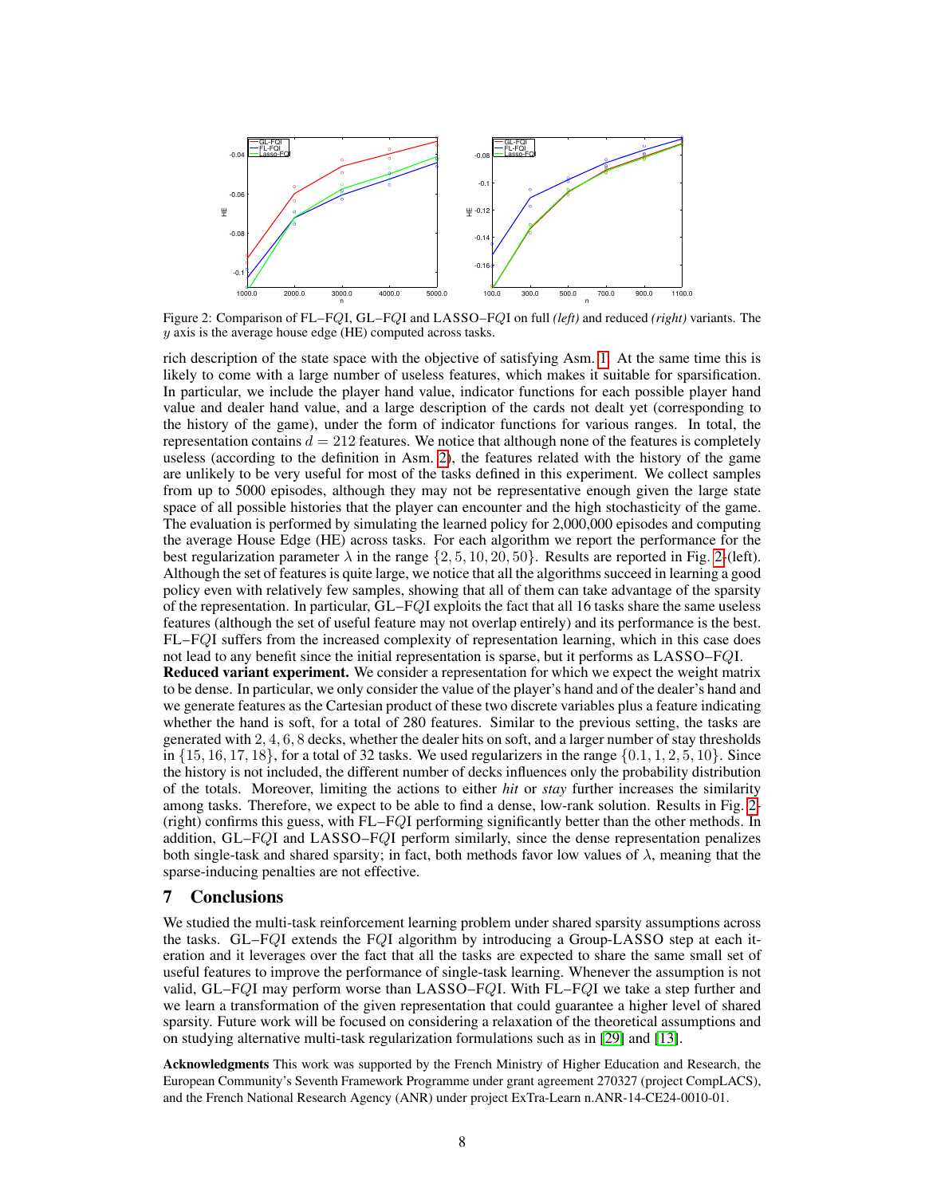Figure 2: Comparison of FL–F$Q$I, GL–F$Q$I and LASSO–F$Q$I on full *(left)* and reduced *(right)* variants. The $y$ axis is the average house edge (HE) computed across tasks.

rich description of the state space with the objective of satisfying Asm. 1. At the same time this is likely to come with a large number of useless features, which makes it suitable for sparsification. In particular, we include the player hand value, indicator functions for each possible player hand value and dealer hand value, and a large description of the cards not dealt yet (corresponding to the history of the game), under the form of indicator functions for various ranges. In total, the representation contains $d = 212$ features. We notice that although none of the features is completely useless (according to the definition in Asm. 2), the features related with the history of the game are unlikely to be very useful for most of the tasks defined in this experiment. We collect samples from up to 5000 episodes, although they may not be representative enough given the large state space of all possible histories that the player can encounter and the high stochasticity of the game. The evaluation is performed by simulating the learned policy for 2,000,000 episodes and computing the average House Edge (HE) across tasks. For each algorithm we report the performance for the best regularization parameter $\lambda$ in the range $\{2, 5, 10, 20, 50\}$. Results are reported in Fig. 2-(left). Although the set of features is quite large, we notice that all the algorithms succeed in learning a good policy even with relatively few samples, showing that all of them can take advantage of the sparsity of the representation. In particular, GL–F$Q$I exploits the fact that all 16 tasks share the same useless features (although the set of useful feature may not overlap entirely) and its performance is the best. FL–F$Q$I suffers from the increased complexity of representation learning, which in this case does not lead to any benefit since the initial representation is sparse, but it performs as LASSO–F$Q$I.

**Reduced variant experiment.** We consider a representation for which we expect the weight matrix to be dense. In particular, we only consider the value of the player's hand and of the dealer's hand and we generate features as the Cartesian product of these two discrete variables plus a feature indicating whether the hand is soft, for a total of 280 features. Similar to the previous setting, the tasks are generated with $2, 4, 6, 8$ decks, whether the dealer hits on soft, and a larger number of stay thresholds in $\{15, 16, 17, 18\}$, for a total of 32 tasks. We used regularizers in the range $\{0.1, 1, 2, 5, 10\}$. Since the history is not included, the different number of decks influences only the probability distribution of the totals. Moreover, limiting the actions to either *hit* or *stay* further increases the similarity among tasks. Therefore, we expect to be able to find a dense, low-rank solution. Results in Fig. 2-(right) confirms this guess, with FL–F$Q$I performing significantly better than the other methods. In addition, GL–F$Q$I and LASSO–F$Q$I perform similarly, since the dense representation penalizes both single-task and shared sparsity; in fact, both methods favor low values of $\lambda$, meaning that the sparse-inducing penalties are not effective.

## 7 Conclusions

We studied the multi-task reinforcement learning problem under shared sparsity assumptions across the tasks. GL–F$Q$I extends the F$Q$I algorithm by introducing a Group-LASSO step at each iteration and it leverages over the fact that all the tasks are expected to share the same small set of useful features to improve the performance of single-task learning. Whenever the assumption is not valid, GL–F$Q$I may perform worse than LASSO–F$Q$I. With FL–F$Q$I we take a step further and we learn a transformation of the given representation that could guarantee a higher level of shared sparsity. Future work will be focused on considering a relaxation of the theoretical assumptions and on studying alternative multi-task regularization formulations such as in [29] and [13].

**Acknowledgments** This work was supported by the French Ministry of Higher Education and Research, the European Community's Seventh Framework Programme under grant agreement 270327 (project CompLACS), and the French National Research Agency (ANR) under project ExTra-Learn n.ANR-14-CE24-0010-01.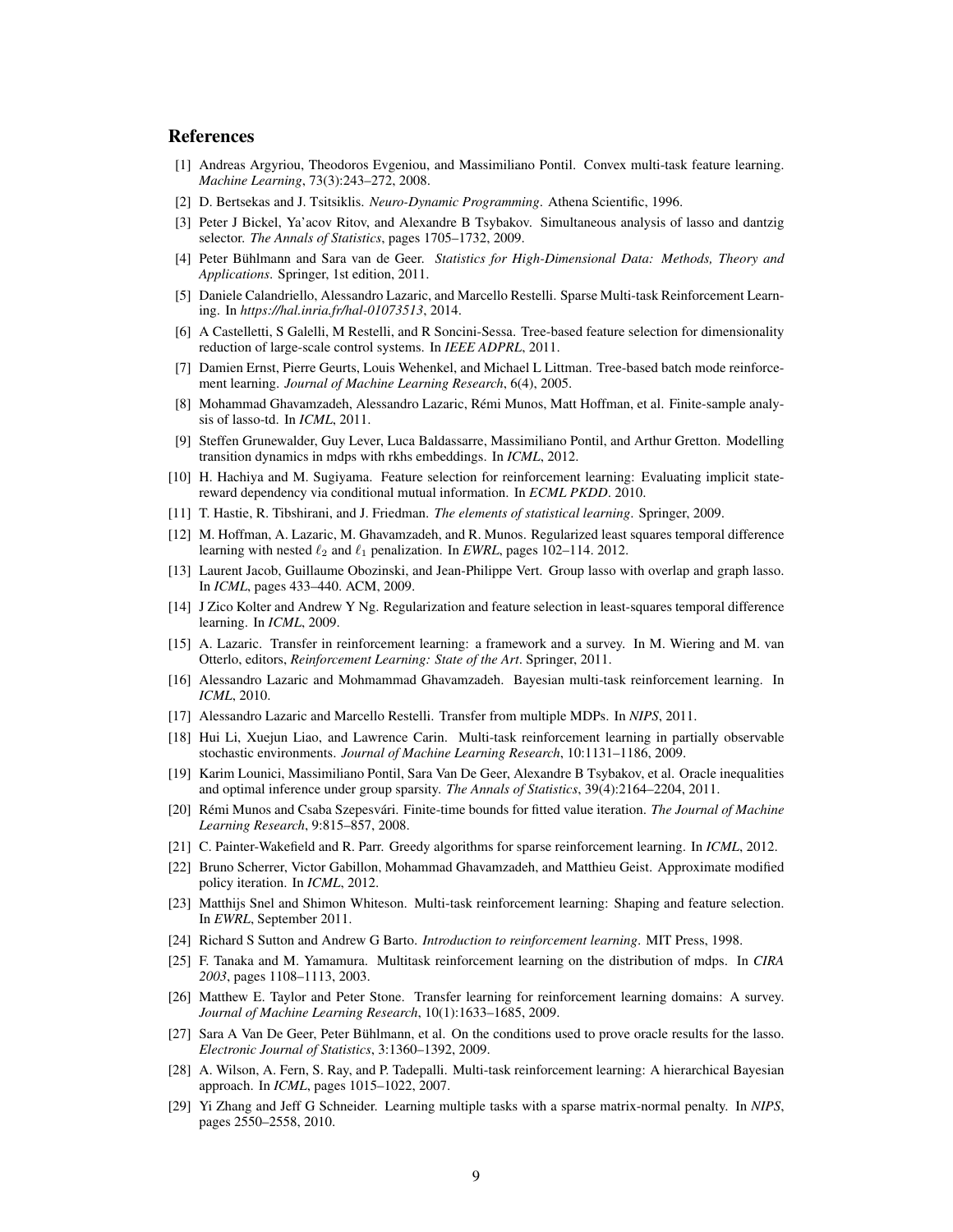## References

[1] Andreas Argyriou, Theodoros Evgeniou, and Massimiliano Pontil. Convex multi-task feature learning. *Machine Learning*, 73(3):243–272, 2008.

[2] D. Bertsekas and J. Tsitsiklis. *Neuro-Dynamic Programming*. Athena Scientific, 1996.

[3] Peter J Bickel, Ya'acov Ritov, and Alexandre B Tsybakov. Simultaneous analysis of lasso and dantzig selector. *The Annals of Statistics*, pages 1705–1732, 2009.

[4] Peter Bühlmann and Sara van de Geer. *Statistics for High-Dimensional Data: Methods, Theory and Applications*. Springer, 1st edition, 2011.

[5] Daniele Calandriello, Alessandro Lazaric, and Marcello Restelli. Sparse Multi-task Reinforcement Learning. In *https://hal.inria.fr/hal-01073513*, 2014.

[6] A Castelletti, S Galelli, M Restelli, and R Soncini-Sessa. Tree-based feature selection for dimensionality reduction of large-scale control systems. In *IEEE ADPRL*, 2011.

[7] Damien Ernst, Pierre Geurts, Louis Wehenkel, and Michael L Littman. Tree-based batch mode reinforcement learning. *Journal of Machine Learning Research*, 6(4), 2005.

[8] Mohammad Ghavamzadeh, Alessandro Lazaric, Rémi Munos, Matt Hoffman, et al. Finite-sample analysis of lasso-td. In *ICML*, 2011.

[9] Steffen Grunewalder, Guy Lever, Luca Baldassarre, Massimiliano Pontil, and Arthur Gretton. Modelling transition dynamics in mdps with rkhs embeddings. In *ICML*, 2012.

[10] H. Hachiya and M. Sugiyama. Feature selection for reinforcement learning: Evaluating implicit state-reward dependency via conditional mutual information. In *ECML PKDD*. 2010.

[11] T. Hastie, R. Tibshirani, and J. Friedman. *The elements of statistical learning*. Springer, 2009.

[12] M. Hoffman, A. Lazaric, M. Ghavamzadeh, and R. Munos. Regularized least squares temporal difference learning with nested $\ell_2$ and $\ell_1$ penalization. In *EWRL*, pages 102–114. 2012.

[13] Laurent Jacob, Guillaume Obozinski, and Jean-Philippe Vert. Group lasso with overlap and graph lasso. In *ICML*, pages 433–440. ACM, 2009.

[14] J Zico Kolter and Andrew Y Ng. Regularization and feature selection in least-squares temporal difference learning. In *ICML*, 2009.

[15] A. Lazaric. Transfer in reinforcement learning: a framework and a survey. In M. Wiering and M. van Otterlo, editors, *Reinforcement Learning: State of the Art*. Springer, 2011.

[16] Alessandro Lazaric and Mohmammad Ghavamzadeh. Bayesian multi-task reinforcement learning. In *ICML*, 2010.

[17] Alessandro Lazaric and Marcello Restelli. Transfer from multiple MDPs. In *NIPS*, 2011.

[18] Hui Li, Xuejun Liao, and Lawrence Carin. Multi-task reinforcement learning in partially observable stochastic environments. *Journal of Machine Learning Research*, 10:1131–1186, 2009.

[19] Karim Lounici, Massimiliano Pontil, Sara Van De Geer, Alexandre B Tsybakov, et al. Oracle inequalities and optimal inference under group sparsity. *The Annals of Statistics*, 39(4):2164–2204, 2011.

[20] Rémi Munos and Csaba Szepesvári. Finite-time bounds for fitted value iteration. *The Journal of Machine Learning Research*, 9:815–857, 2008.

[21] C. Painter-Wakefield and R. Parr. Greedy algorithms for sparse reinforcement learning. In *ICML*, 2012.

[22] Bruno Scherrer, Victor Gabillon, Mohammad Ghavamzadeh, and Matthieu Geist. Approximate modified policy iteration. In *ICML*, 2012.

[23] Matthijs Snel and Shimon Whiteson. Multi-task reinforcement learning: Shaping and feature selection. In *EWRL*, September 2011.

[24] Richard S Sutton and Andrew G Barto. *Introduction to reinforcement learning*. MIT Press, 1998.

[25] F. Tanaka and M. Yamamura. Multitask reinforcement learning on the distribution of mdps. In *CIRA 2003*, pages 1108–1113, 2003.

[26] Matthew E. Taylor and Peter Stone. Transfer learning for reinforcement learning domains: A survey. *Journal of Machine Learning Research*, 10(1):1633–1685, 2009.

[27] Sara A Van De Geer, Peter Bühlmann, et al. On the conditions used to prove oracle results for the lasso. *Electronic Journal of Statistics*, 3:1360–1392, 2009.

[28] A. Wilson, A. Fern, S. Ray, and P. Tadepalli. Multi-task reinforcement learning: A hierarchical Bayesian approach. In *ICML*, pages 1015–1022, 2007.

[29] Yi Zhang and Jeff G Schneider. Learning multiple tasks with a sparse matrix-normal penalty. In *NIPS*, pages 2550–2558, 2010.